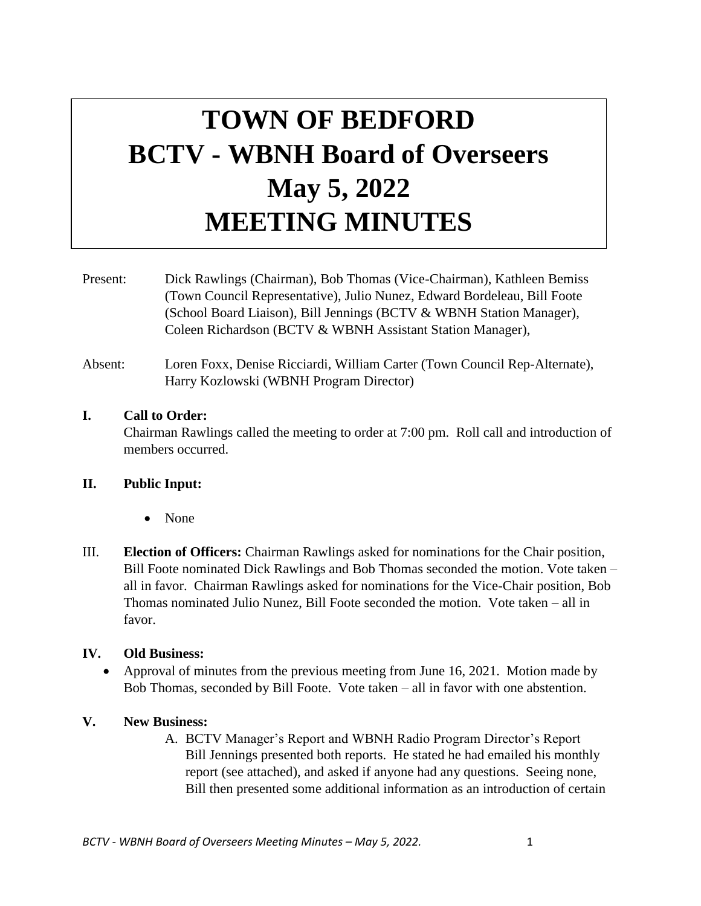# TOWN OF BEDFORD
# BCTV - WBNH Board of Overseers
# May 5, 2022
# MEETING MINUTES

Present: Dick Rawlings (Chairman), Bob Thomas (Vice-Chairman), Kathleen Bemiss (Town Council Representative), Julio Nunez, Edward Bordeleau, Bill Foote (School Board Liaison), Bill Jennings (BCTV & WBNH Station Manager), Coleen Richardson (BCTV & WBNH Assistant Station Manager),

Absent: Loren Foxx, Denise Ricciardi, William Carter (Town Council Rep-Alternate), Harry Kozlowski (WBNH Program Director)

**I. Call to Order:**
Chairman Rawlings called the meeting to order at 7:00 pm. Roll call and introduction of members occurred.

**II. Public Input:**

- None

III. **Election of Officers:** Chairman Rawlings asked for nominations for the Chair position, Bill Foote nominated Dick Rawlings and Bob Thomas seconded the motion. Vote taken – all in favor. Chairman Rawlings asked for nominations for the Vice-Chair position, Bob Thomas nominated Julio Nunez, Bill Foote seconded the motion. Vote taken – all in favor.

**IV. Old Business:**

- Approval of minutes from the previous meeting from June 16, 2021. Motion made by Bob Thomas, seconded by Bill Foote. Vote taken – all in favor with one abstention.

**V. New Business:**

A. BCTV Manager's Report and WBNH Radio Program Director's Report
Bill Jennings presented both reports. He stated he had emailed his monthly report (see attached), and asked if anyone had any questions. Seeing none, Bill then presented some additional information as an introduction of certain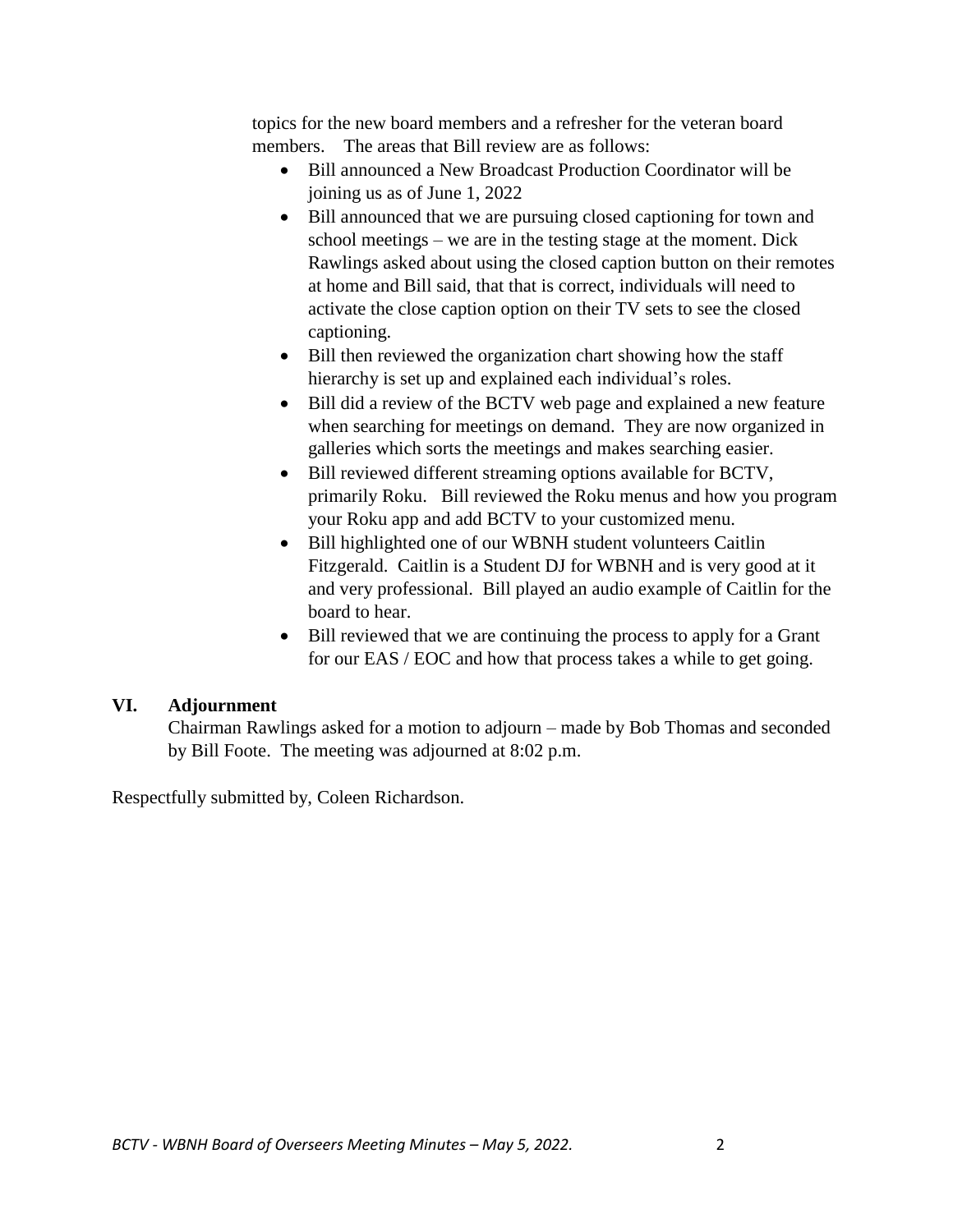topics for the new board members and a refresher for the veteran board members. The areas that Bill review are as follows:

- Bill announced a New Broadcast Production Coordinator will be joining us as of June 1, 2022
- Bill announced that we are pursuing closed captioning for town and school meetings – we are in the testing stage at the moment. Dick Rawlings asked about using the closed caption button on their remotes at home and Bill said, that that is correct, individuals will need to activate the close caption option on their TV sets to see the closed captioning.
- Bill then reviewed the organization chart showing how the staff hierarchy is set up and explained each individual's roles.
- Bill did a review of the BCTV web page and explained a new feature when searching for meetings on demand. They are now organized in galleries which sorts the meetings and makes searching easier.
- Bill reviewed different streaming options available for BCTV, primarily Roku. Bill reviewed the Roku menus and how you program your Roku app and add BCTV to your customized menu.
- Bill highlighted one of our WBNH student volunteers Caitlin Fitzgerald. Caitlin is a Student DJ for WBNH and is very good at it and very professional. Bill played an audio example of Caitlin for the board to hear.
- Bill reviewed that we are continuing the process to apply for a Grant for our EAS / EOC and how that process takes a while to get going.

## VI. Adjournment

Chairman Rawlings asked for a motion to adjourn – made by Bob Thomas and seconded by Bill Foote. The meeting was adjourned at 8:02 p.m.

Respectfully submitted by, Coleen Richardson.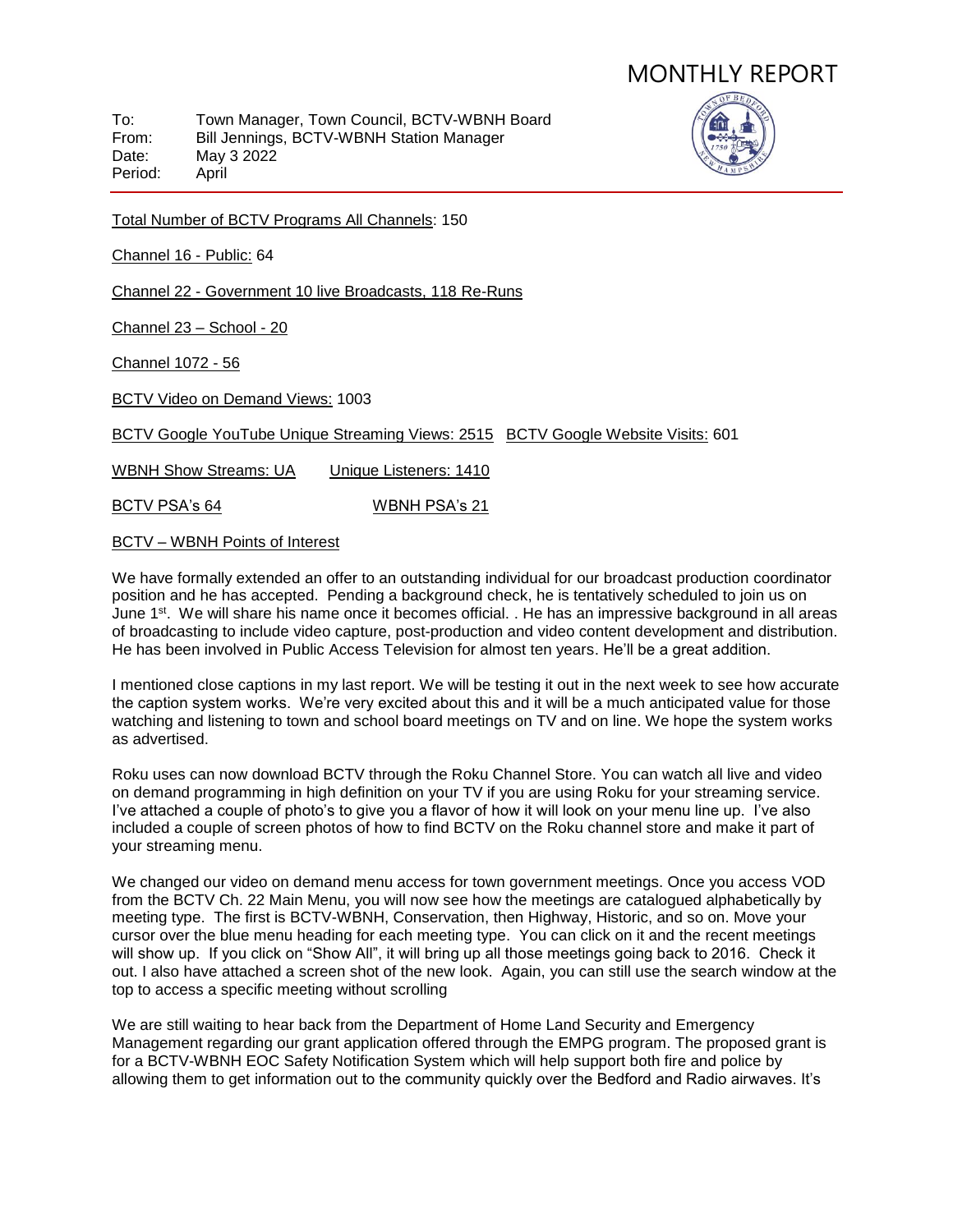# MONTHLY REPORT

To: Town Manager, Town Council, BCTV-WBNH Board
From: Bill Jennings, BCTV-WBNH Station Manager
Date: May 3 2022
Period: April

Total Number of BCTV Programs All Channels: 150

Channel 16 - Public: 64

Channel 22 - Government 10 live Broadcasts, 118 Re-Runs

Channel 23 – School - 20

Channel 1072 - 56

BCTV Video on Demand Views: 1003

BCTV Google YouTube Unique Streaming Views: 2515 BCTV Google Website Visits: 601

WBNH Show Streams: UA Unique Listeners: 1410

BCTV PSA's 64 WBNH PSA's 21

BCTV – WBNH Points of Interest

We have formally extended an offer to an outstanding individual for our broadcast production coordinator position and he has accepted. Pending a background check, he is tentatively scheduled to join us on June 1st. We will share his name once it becomes official. . He has an impressive background in all areas of broadcasting to include video capture, post-production and video content development and distribution. He has been involved in Public Access Television for almost ten years. He'll be a great addition.

I mentioned close captions in my last report. We will be testing it out in the next week to see how accurate the caption system works. We're very excited about this and it will be a much anticipated value for those watching and listening to town and school board meetings on TV and on line. We hope the system works as advertised.

Roku uses can now download BCTV through the Roku Channel Store. You can watch all live and video on demand programming in high definition on your TV if you are using Roku for your streaming service. I've attached a couple of photo's to give you a flavor of how it will look on your menu line up. I've also included a couple of screen photos of how to find BCTV on the Roku channel store and make it part of your streaming menu.

We changed our video on demand menu access for town government meetings. Once you access VOD from the BCTV Ch. 22 Main Menu, you will now see how the meetings are catalogued alphabetically by meeting type. The first is BCTV-WBNH, Conservation, then Highway, Historic, and so on. Move your cursor over the blue menu heading for each meeting type. You can click on it and the recent meetings will show up. If you click on "Show All", it will bring up all those meetings going back to 2016. Check it out. I also have attached a screen shot of the new look. Again, you can still use the search window at the top to access a specific meeting without scrolling

We are still waiting to hear back from the Department of Home Land Security and Emergency Management regarding our grant application offered through the EMPG program. The proposed grant is for a BCTV-WBNH EOC Safety Notification System which will help support both fire and police by allowing them to get information out to the community quickly over the Bedford and Radio airwaves. It's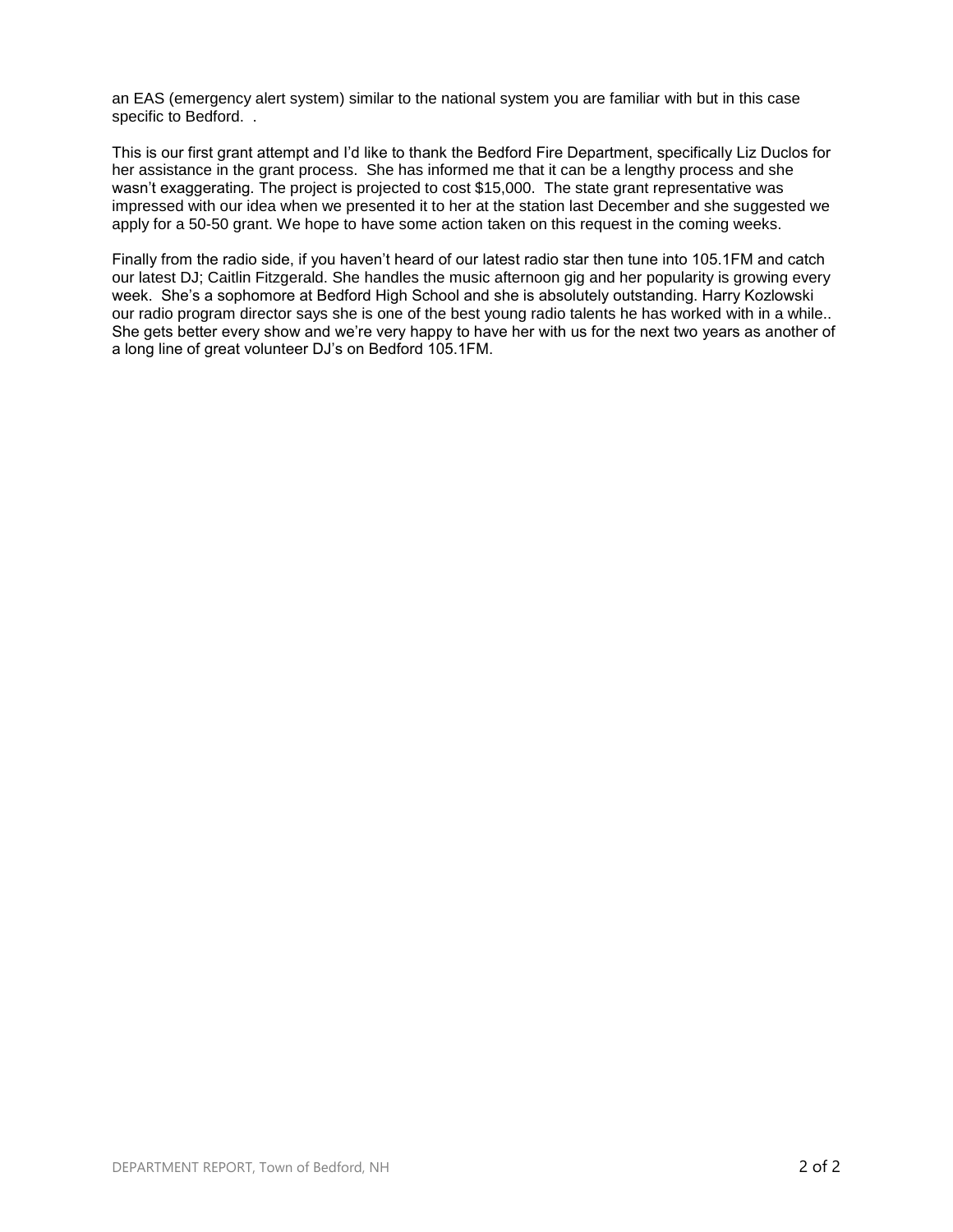an EAS (emergency alert system) similar to the national system you are familiar with but in this case specific to Bedford. .

This is our first grant attempt and I'd like to thank the Bedford Fire Department, specifically Liz Duclos for her assistance in the grant process. She has informed me that it can be a lengthy process and she wasn't exaggerating. The project is projected to cost $15,000. The state grant representative was impressed with our idea when we presented it to her at the station last December and she suggested we apply for a 50-50 grant. We hope to have some action taken on this request in the coming weeks.

Finally from the radio side, if you haven't heard of our latest radio star then tune into 105.1FM and catch our latest DJ; Caitlin Fitzgerald. She handles the music afternoon gig and her popularity is growing every week. She's a sophomore at Bedford High School and she is absolutely outstanding. Harry Kozlowski our radio program director says she is one of the best young radio talents he has worked with in a while.. She gets better every show and we're very happy to have her with us for the next two years as another of a long line of great volunteer DJ's on Bedford 105.1FM.